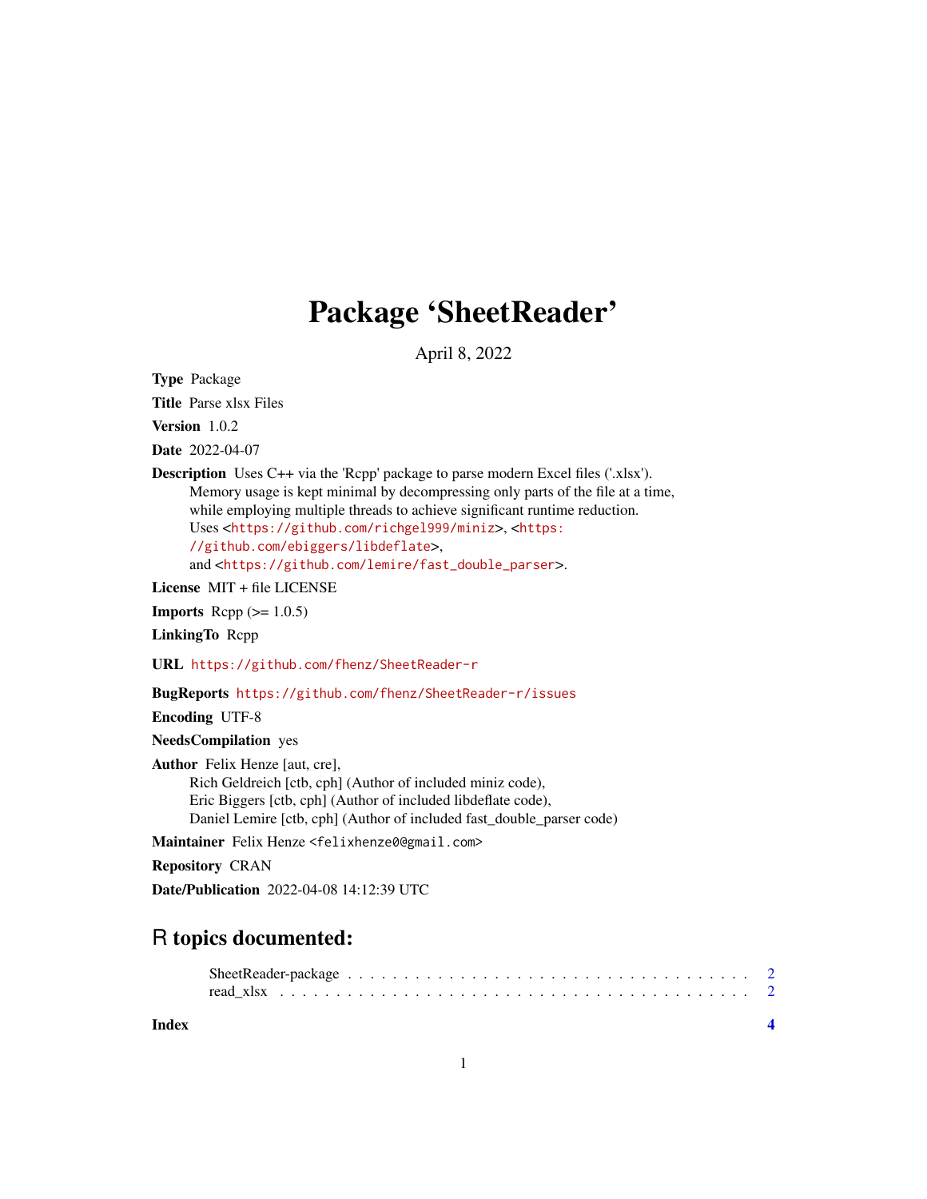# Package 'SheetReader'

April 8, 2022

**Type** Package

**Title** Parse xlsx Files

**Version** 1.0.2

**Date** 2022-04-07

**Description** Uses C++ via the 'Rcpp' package to parse modern Excel files ('.xlsx'). Memory usage is kept minimal by decompressing only parts of the file at a time, while employing multiple threads to achieve significant runtime reduction. Uses <https://github.com/richgel999/miniz>, <https://github.com/ebiggers/libdeflate>, and <https://github.com/lemire/fast_double_parser>.

**License** MIT + file LICENSE

**Imports** Rcpp (>= 1.0.5)

**LinkingTo** Rcpp

**URL** https://github.com/fhenz/SheetReader-r

**BugReports** https://github.com/fhenz/SheetReader-r/issues

**Encoding** UTF-8

**NeedsCompilation** yes

**Author** Felix Henze [aut, cre],
Rich Geldreich [ctb, cph] (Author of included miniz code),
Eric Biggers [ctb, cph] (Author of included libdeflate code),
Daniel Lemire [ctb, cph] (Author of included fast_double_parser code)

**Maintainer** Felix Henze <felixhenze0@gmail.com>

**Repository** CRAN

**Date/Publication** 2022-04-08 14:12:39 UTC

## R topics documented:

SheetReader-package . . . . . . . . . . . . . . . . . . . . . . . . . . . . . . . . . . . 2
read_xlsx . . . . . . . . . . . . . . . . . . . . . . . . . . . . . . . . . . . . . . . . . 2

**Index** **4**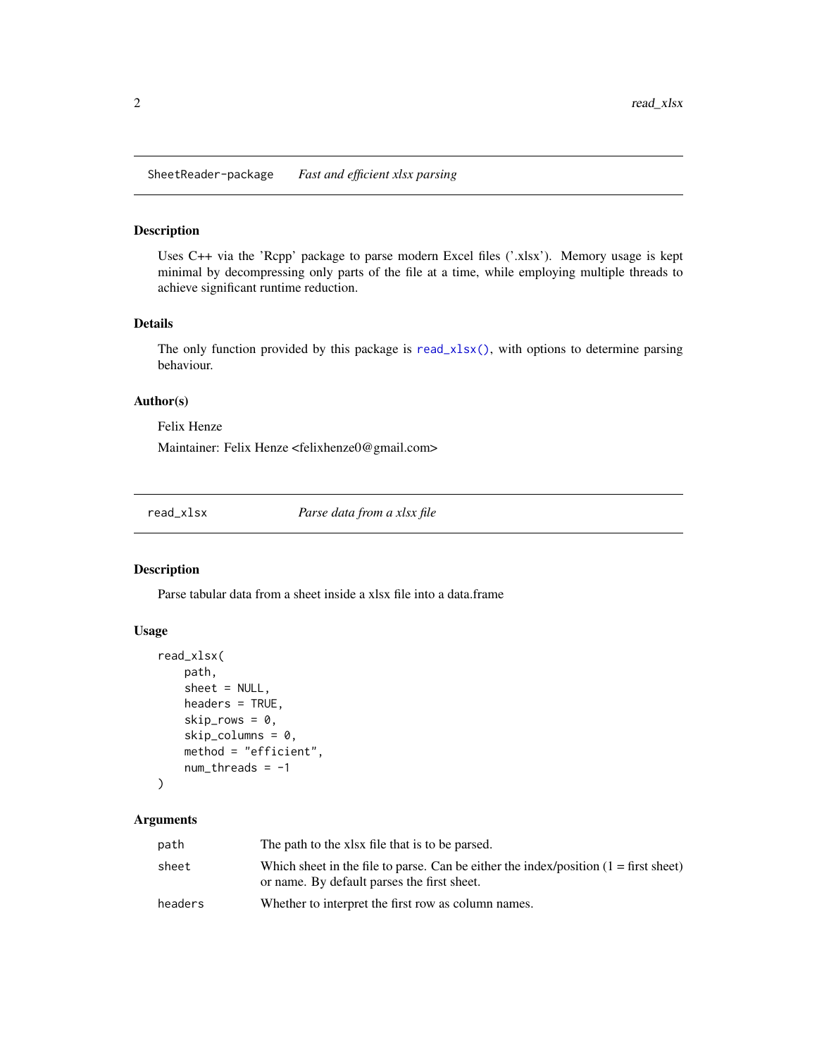## SheetReader-package — *Fast and efficient xlsx parsing*

### Description

Uses C++ via the 'Rcpp' package to parse modern Excel files ('.xlsx'). Memory usage is kept minimal by decompressing only parts of the file at a time, while employing multiple threads to achieve significant runtime reduction.

### Details

The only function provided by this package is `read_xlsx()`, with options to determine parsing behaviour.

### Author(s)

Felix Henze

Maintainer: Felix Henze <felixhenze0@gmail.com>

## read_xlsx — *Parse data from a xlsx file*

### Description

Parse tabular data from a sheet inside a xlsx file into a data.frame

### Usage

```
read_xlsx(
    path,
    sheet = NULL,
    headers = TRUE,
    skip_rows = 0,
    skip_columns = 0,
    method = "efficient",
    num_threads = -1
)
```

### Arguments

| | |
|---|---|
| `path` | The path to the xlsx file that is to be parsed. |
| `sheet` | Which sheet in the file to parse. Can be either the index/position (1 = first sheet) or name. By default parses the first sheet. |
| `headers` | Whether to interpret the first row as column names. |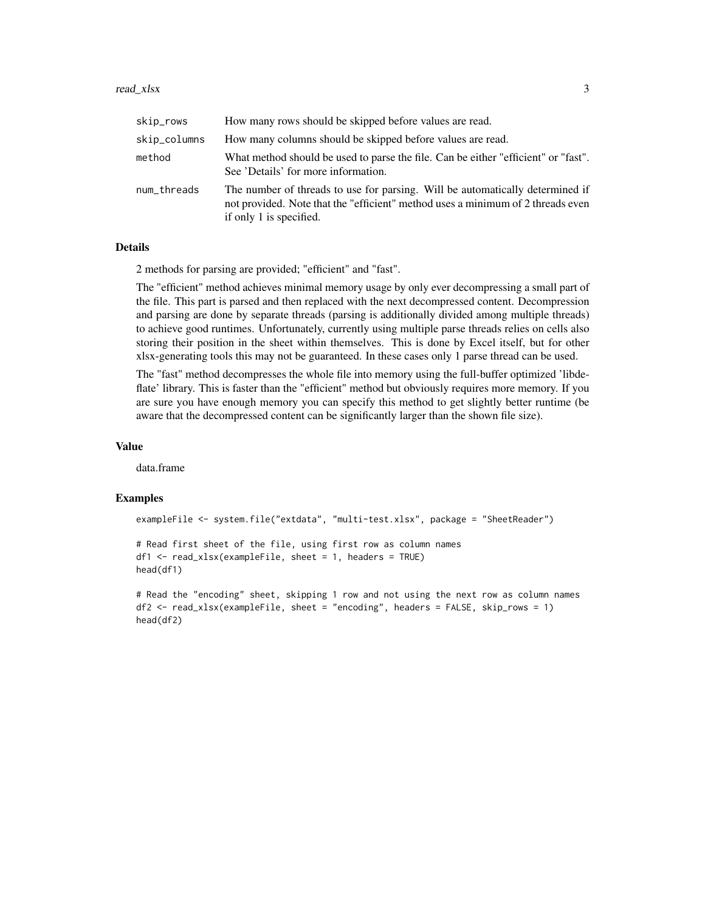| | |
|---|---|
| skip_rows | How many rows should be skipped before values are read. |
| skip_columns | How many columns should be skipped before values are read. |
| method | What method should be used to parse the file. Can be either "efficient" or "fast". See 'Details' for more information. |
| num_threads | The number of threads to use for parsing. Will be automatically determined if not provided. Note that the "efficient" method uses a minimum of 2 threads even if only 1 is specified. |

### Details

2 methods for parsing are provided; "efficient" and "fast".

The "efficient" method achieves minimal memory usage by only ever decompressing a small part of the file. This part is parsed and then replaced with the next decompressed content. Decompression and parsing are done by separate threads (parsing is additionally divided among multiple threads) to achieve good runtimes. Unfortunately, currently using multiple parse threads relies on cells also storing their position in the sheet within themselves. This is done by Excel itself, but for other xlsx-generating tools this may not be guaranteed. In these cases only 1 parse thread can be used.

The "fast" method decompresses the whole file into memory using the full-buffer optimized 'libdeflate' library. This is faster than the "efficient" method but obviously requires more memory. If you are sure you have enough memory you can specify this method to get slightly better runtime (be aware that the decompressed content can be significantly larger than the shown file size).

### Value

data.frame

### Examples

```
exampleFile <- system.file("extdata", "multi-test.xlsx", package = "SheetReader")

# Read first sheet of the file, using first row as column names
df1 <- read_xlsx(exampleFile, sheet = 1, headers = TRUE)
head(df1)

# Read the "encoding" sheet, skipping 1 row and not using the next row as column names
df2 <- read_xlsx(exampleFile, sheet = "encoding", headers = FALSE, skip_rows = 1)
head(df2)
```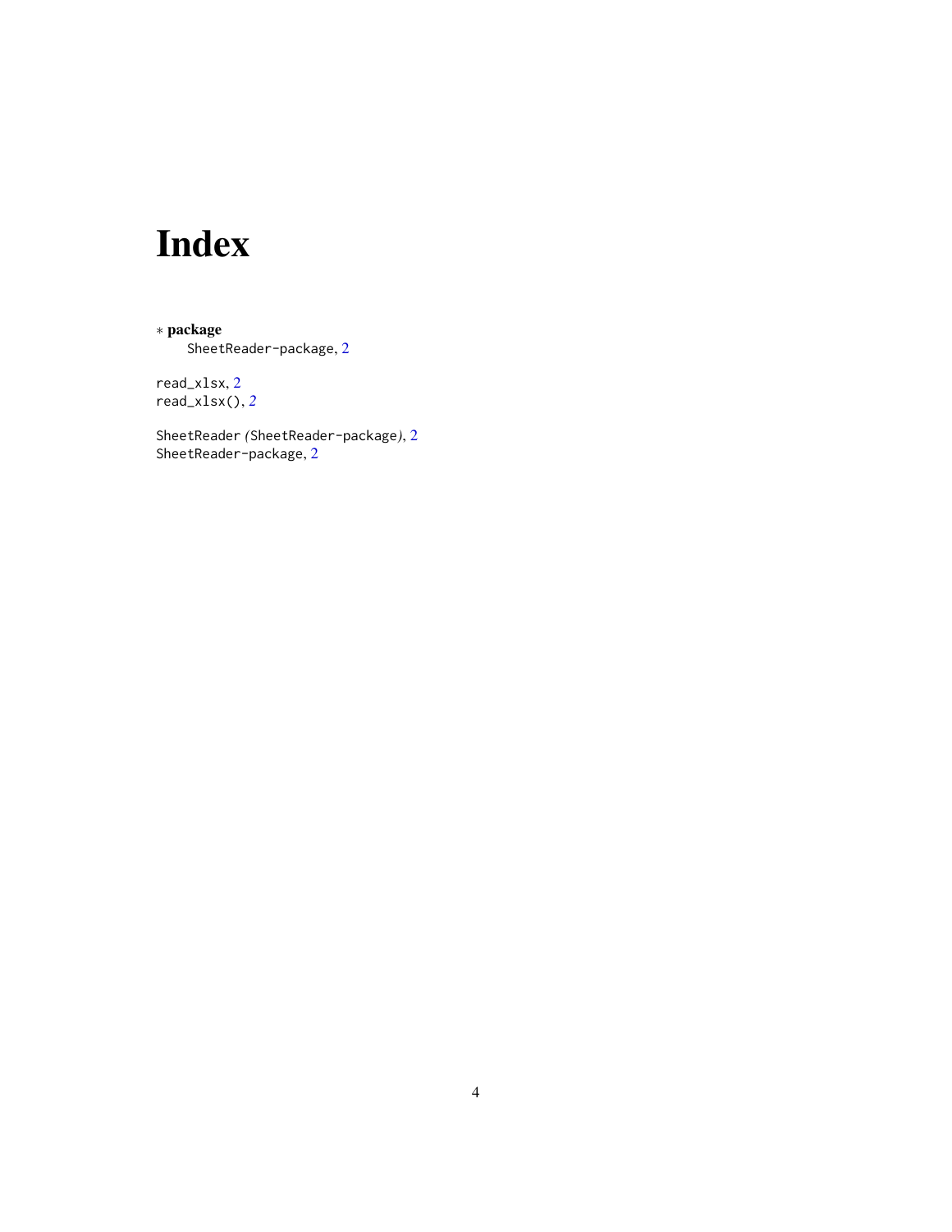# Index

∗ **package**
    SheetReader-package, 2

read_xlsx, 2
read_xlsx(), *2*

SheetReader *(*SheetReader-package*)*, 2
SheetReader-package, 2